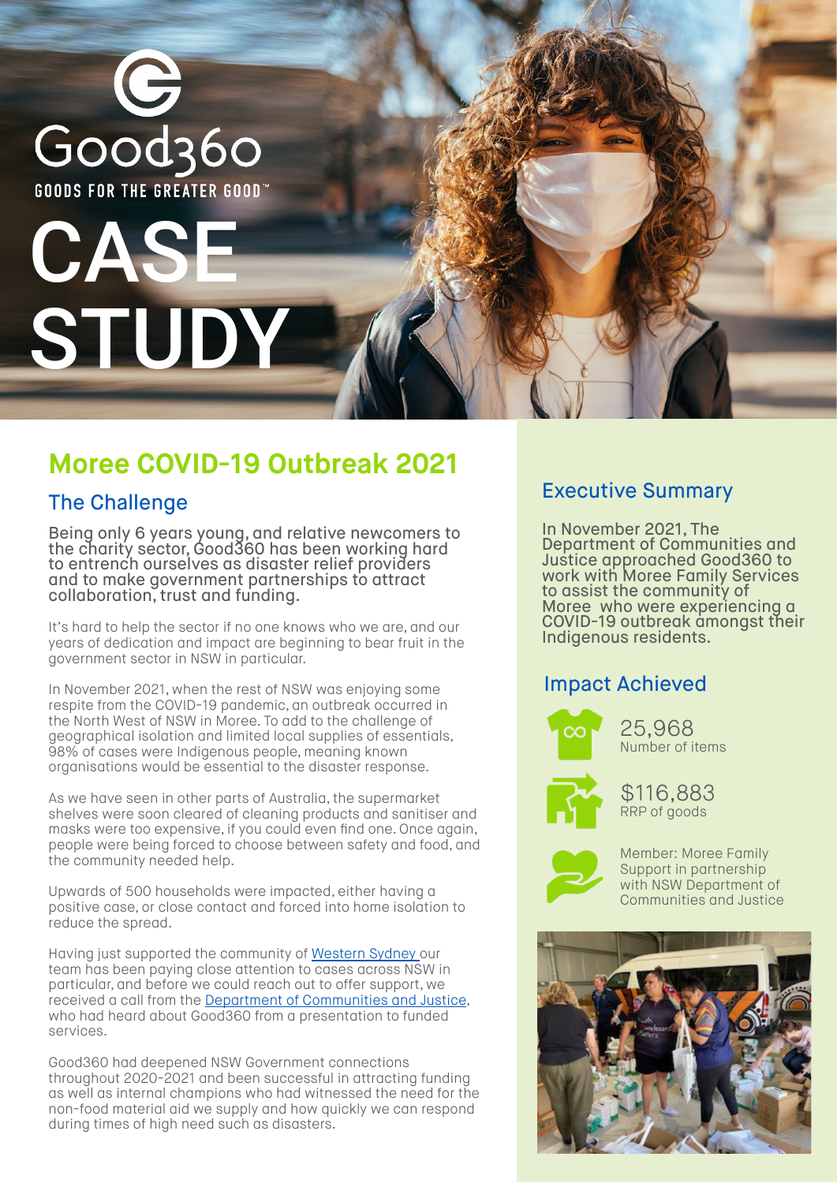Good360

GOODS FOR THE GREATER GOOD™

# CASE STUDY

## Moree COVID-19 Outbreak 2021

### The Challenge

Being only 6 years young, and relative newcomers to the charity sector, Good360 has been working hard to entrench ourselves as disaster relief providers and to make government partnerships to attract collaboration, trust and funding.

It's hard to help the sector if no one knows who we are, and our years of dedication and impact are beginning to bear fruit in the government sector in NSW in particular.

In November 2021, when the rest of NSW was enjoying some respite from the COVID-19 pandemic, an outbreak occurred in the North West of NSW in Moree. To add to the challenge of geographical isolation and limited local supplies of essentials, 98% of cases were Indigenous people, meaning known organisations would be essential to the disaster response.

As we have seen in other parts of Australia, the supermarket shelves were soon cleared of cleaning products and sanitiser and masks were too expensive, if you could even find one. Once again, people were being forced to choose between safety and food, and the community needed help.

Upwards of 500 households were impacted, either having a positive case, or close contact and forced into home isolation to reduce the spread.

Having just supported the community of Western Sydney our team has been paying close attention to cases across NSW in particular, and before we could reach out to offer support, we received a call from the Department of Communities and Justice, who had heard about Good360 from a presentation to funded services.

Good360 had deepened NSW Government connections throughout 2020-2021 and been successful in attracting funding as well as internal champions who had witnessed the need for the non-food material aid we supply and how quickly we can respond during times of high need such as disasters.

### Executive Summary

In November 2021, The Department of Communities and Justice approached Good360 to work with Moree Family Services to assist the community of Moree who were experiencing a COVID-19 outbreak amongst their Indigenous residents.

### Impact Achieved

25,968
Number of items

$116,883
RRP of goods

Member: Moree Family Support in partnership with NSW Department of Communities and Justice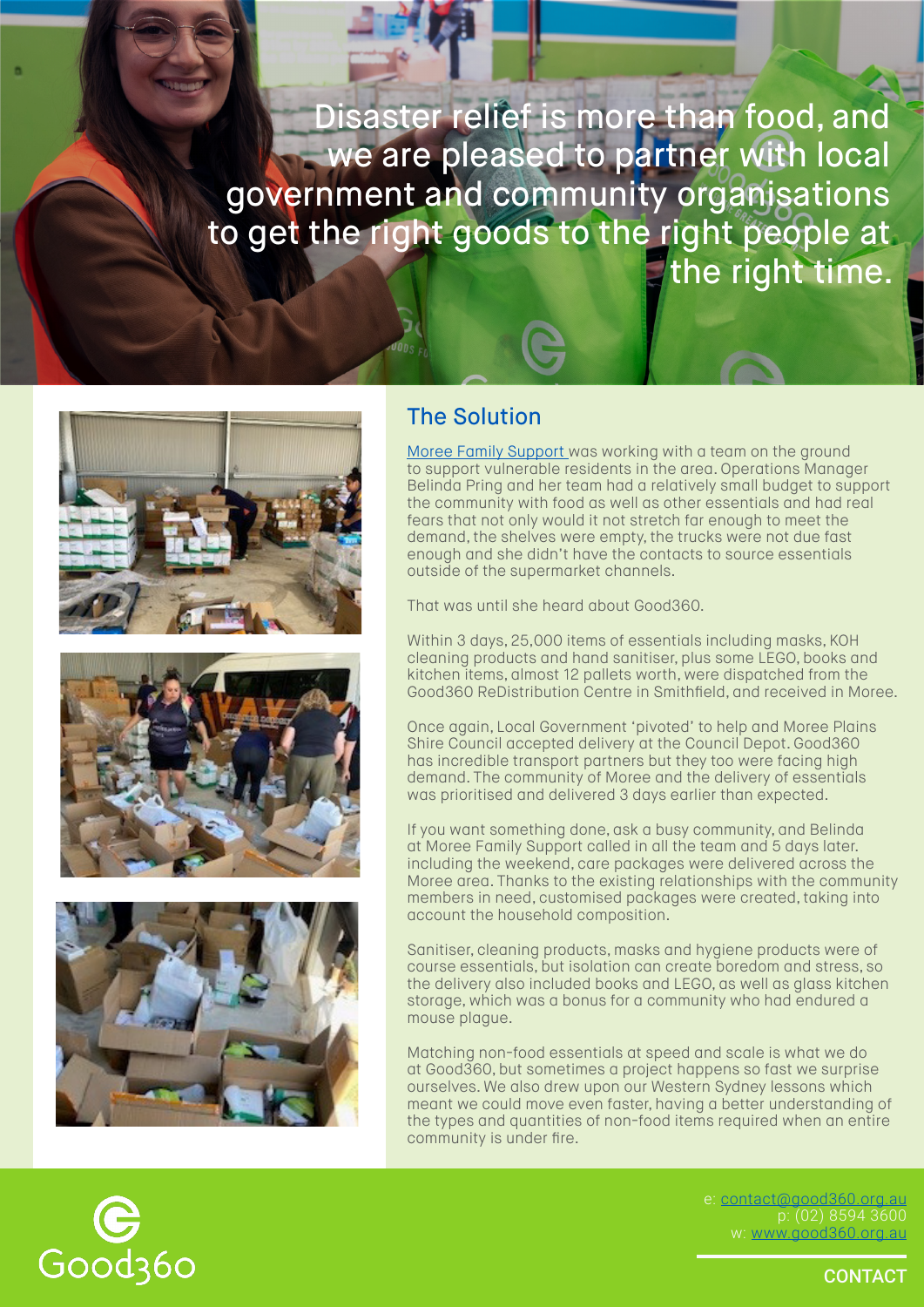Disaster relief is more than food, and we are pleased to partner with local government and community organisations to get the right goods to the right people at the right time.

## The Solution

Moree Family Support was working with a team on the ground to support vulnerable residents in the area. Operations Manager Belinda Pring and her team had a relatively small budget to support the community with food as well as other essentials and had real fears that not only would it not stretch far enough to meet the demand, the shelves were empty, the trucks were not due fast enough and she didn't have the contacts to source essentials outside of the supermarket channels.

That was until she heard about Good360.

Within 3 days, 25,000 items of essentials including masks, KOH cleaning products and hand sanitiser, plus some LEGO, books and kitchen items, almost 12 pallets worth, were dispatched from the Good360 ReDistribution Centre in Smithfield, and received in Moree.

Once again, Local Government 'pivoted' to help and Moree Plains Shire Council accepted delivery at the Council Depot. Good360 has incredible transport partners but they too were facing high demand. The community of Moree and the delivery of essentials was prioritised and delivered 3 days earlier than expected.

If you want something done, ask a busy community, and Belinda at Moree Family Support called in all the team and 5 days later. including the weekend, care packages were delivered across the Moree area. Thanks to the existing relationships with the community members in need, customised packages were created, taking into account the household composition.

Sanitiser, cleaning products, masks and hygiene products were of course essentials, but isolation can create boredom and stress, so the delivery also included books and LEGO, as well as glass kitchen storage, which was a bonus for a community who had endured a mouse plague.

Matching non-food essentials at speed and scale is what we do at Good360, but sometimes a project happens so fast we surprise ourselves. We also drew upon our Western Sydney lessons which meant we could move even faster, having a better understanding of the types and quantities of non-food items required when an entire community is under fire.

Good360

e: contact@good360.org.au
p: (02) 8594 3600
w: www.good360.org.au

CONTACT